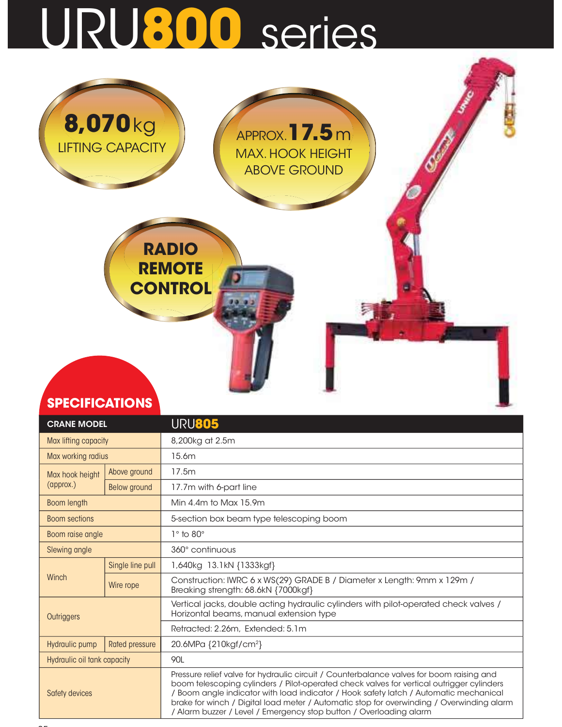# URU800 series

**8,070** kg
LIFTING CAPACITY

APPROX. **17.5** m
MAX. HOOK HEIGHT ABOVE GROUND

**RADIO REMOTE CONTROL**

## SPECIFICATIONS

| CRANE MODEL | | URU805 |
|---|---|---|
| Max lifting capacity | | 8,200kg at 2.5m |
| Max working radius | | 15.6m |
| Max hook height (approx.) | Above ground | 17.5m |
| | Below ground | 17.7m with 6-part line |
| Boom length | | Min 4.4m to Max 15.9m |
| Boom sections | | 5-section box beam type telescoping boom |
| Boom raise angle | | 1° to 80° |
| Slewing angle | | 360° continuous |
| Winch | Single line pull | 1,640kg 13.1kN {1333kgf} |
| | Wire rope | Construction: IWRC 6 x WS(29) GRADE B / Diameter x Length: 9mm x 129m / Breaking strength: 68.6kN {7000kgf} |
| Outriggers | | Vertical jacks, double acting hydraulic cylinders with pilot-operated check valves / Horizontal beams, manual extension type |
| | | Retracted: 2.26m, Extended: 5.1m |
| Hydraulic pump | Rated pressure | 20.6MPa {210kgf/cm²} |
| Hydraulic oil tank capacity | | 90L |
| Safety devices | | Pressure relief valve for hydraulic circuit / Counterbalance valves for boom raising and boom telescoping cylinders / Pilot-operated check valves for vertical outrigger cylinders / Boom angle indicator with load indicator / Hook safety latch / Automatic mechanical brake for winch / Digital load meter / Automatic stop for overwinding / Overwinding alarm / Alarm buzzer / Level / Emergency stop button / Overloading alarm |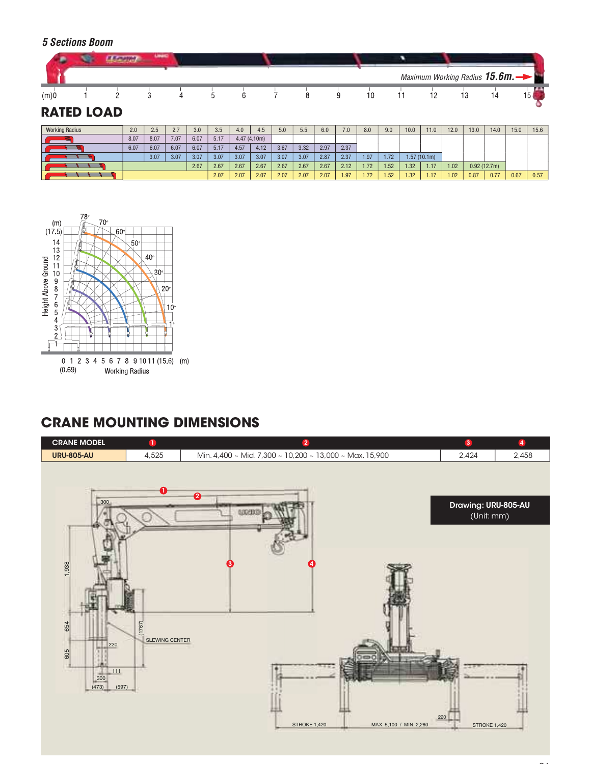*5 Sections Boom*

Maximum Working Radius **15.6m.**

(m)0 1 2 3 4 5 6 7 8 9 10 11 12 13 14 15

## RATED LOAD

| Working Radius | 2.0 | 2.5 | 2.7 | 3.0 | 3.5 | 4.0 | 4.5 | 5.0 | 5.5 | 6.0 | 7.0 | 8.0 | 9.0 | 10.0 | 11.0 | 12.0 | 13.0 | 14.0 | 15.0 | 15.6 |
|---|---|---|---|---|---|---|---|---|---|---|---|---|---|---|---|---|---|---|---|---|
| | 8.07 | 8.07 | 7.07 | 6.07 | 5.17 | 4.47 (4.10m) | | | | | | | | | | | | | | |
| | 6.07 | 6.07 | 6.07 | 6.07 | 5.17 | 4.57 | 4.12 | 3.67 | 3.32 | 2.97 | 2.37 | | | | | | | | | |
| | | 3.07 | 3.07 | 3.07 | 3.07 | 3.07 | 3.07 | 3.07 | 3.07 | 2.87 | 2.37 | 1.97 | 1.72 | 1.57 (10.1m) | | | | | | |
| | | | | 2.67 | 2.67 | 2.67 | 2.67 | 2.67 | 2.67 | 2.67 | 2.12 | 1.72 | 1.52 | 1.32 | 1.17 | 1.02 | 0.92 (12.7m) | | | |
| | | | | | 2.07 | 2.07 | 2.07 | 2.07 | 2.07 | 2.07 | 1.97 | 1.72 | 1.52 | 1.32 | 1.17 | 1.02 | 0.87 | 0.77 | 0.67 | 0.57 |

Height Above Ground (m) (17.5) 14 13 12 11 10 9 8 7 6 5 4 3 2 1

78° 70° 60° 50° 40° 30° 20° 10° 1°

0 1 2 3 4 5 6 7 8 9 10 11 (15.6) (m)

(0.69) Working Radius

## CRANE MOUNTING DIMENSIONS

| CRANE MODEL | 1 | 2 | 3 | 4 |
|---|---|---|---|---|
| **URU-805-AU** | 4,525 | Min. 4,400 ~ Mid. 7,300 ~ 10,200 ~ 13,000 ~ Max. 15,900 | 2,424 | 2,458 |

**Drawing: URU-805-AU**
(Unit: mm)

300
1,938
654
605
(1767)
220
SLEWING CENTER
111
300
(473) (597)
220
STROKE 1,420
MAX: 5,100 / MIN: 2,260
STROKE 1,420